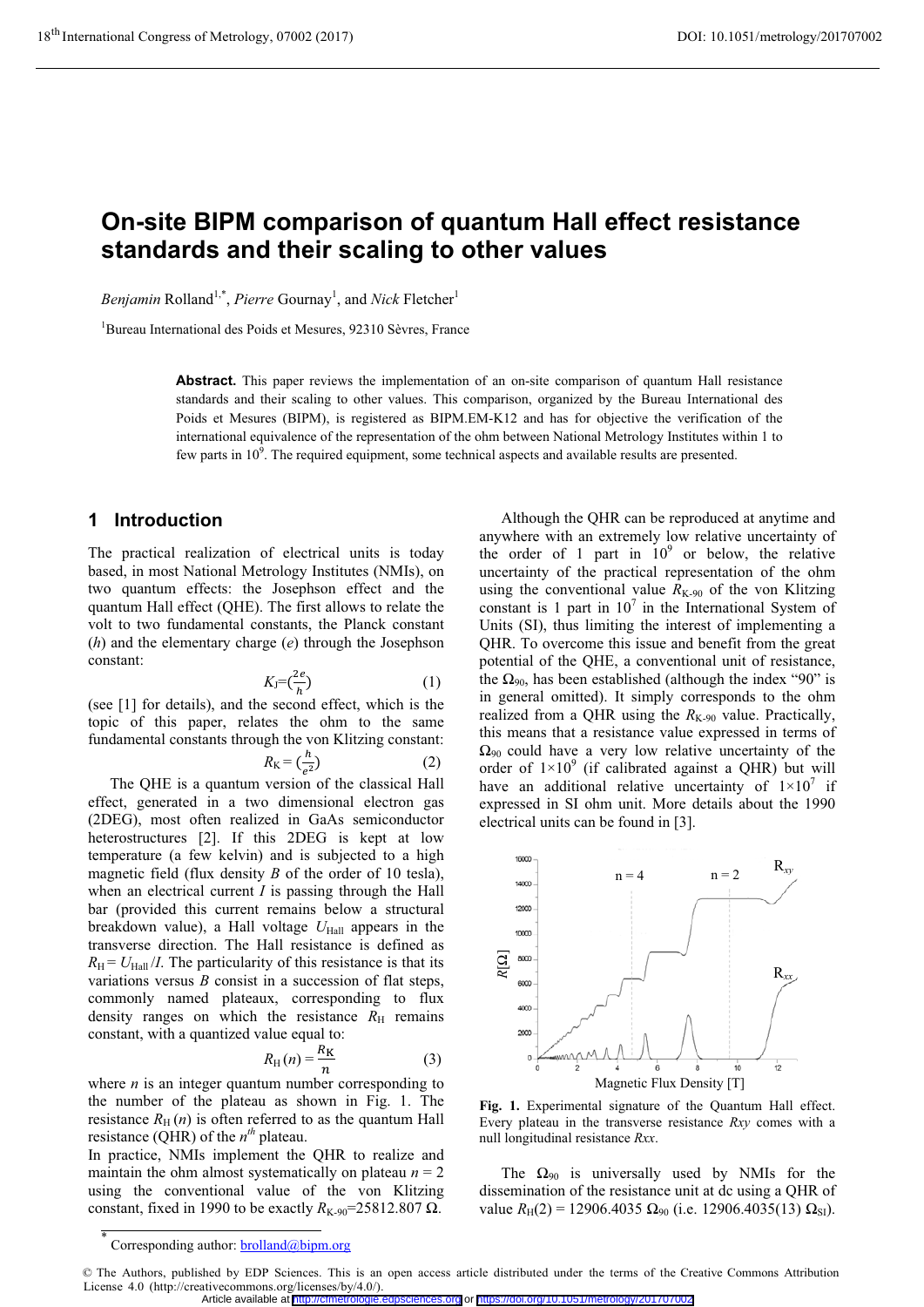# On-site BIPM comparison of quantum Hall effect resistance standards and their scaling to other values

*Benjamin* Rolland[1,*], *Pierre* Gournay[1], and *Nick* Fletcher[1]

[1]Bureau International des Poids et Mesures, 92310 Sèvres, France

**Abstract.** This paper reviews the implementation of an on-site comparison of quantum Hall resistance standards and their scaling to other values. This comparison, organized by the Bureau International des Poids et Mesures (BIPM), is registered as BIPM.EM-K12 and has for objective the verification of the international equivalence of the representation of the ohm between National Metrology Institutes within 1 to few parts in $10^9$. The required equipment, some technical aspects and available results are presented.

## 1 Introduction

The practical realization of electrical units is today based, in most National Metrology Institutes (NMIs), on two quantum effects: the Josephson effect and the quantum Hall effect (QHE). The first allows to relate the volt to two fundamental constants, the Planck constant ($h$) and the elementary charge ($e$) through the Josephson constant:

$$K_\mathrm{J} = \left(\frac{2e}{h}\right) \tag{1}$$

(see [1] for details), and the second effect, which is the topic of this paper, relates the ohm to the same fundamental constants through the von Klitzing constant:

$$R_\mathrm{K} = \left(\frac{h}{e^2}\right) \tag{2}$$

The QHE is a quantum version of the classical Hall effect, generated in a two dimensional electron gas (2DEG), most often realized in GaAs semiconductor heterostructures [2]. If this 2DEG is kept at low temperature (a few kelvin) and is subjected to a high magnetic field (flux density $B$ of the order of 10 tesla), when an electrical current $I$ is passing through the Hall bar (provided this current remains below a structural breakdown value), a Hall voltage $U_\mathrm{Hall}$ appears in the transverse direction. The Hall resistance is defined as $R_\mathrm{H} = U_\mathrm{Hall}/I$. The particularity of this resistance is that its variations versus $B$ consist in a succession of flat steps, commonly named plateaux, corresponding to flux density ranges on which the resistance $R_\mathrm{H}$ remains constant, with a quantized value equal to:

$$R_\mathrm{H}(n) = \frac{R_\mathrm{K}}{n} \tag{3}$$

where $n$ is an integer quantum number corresponding to the number of the plateau as shown in Fig. 1. The resistance $R_\mathrm{H}(n)$ is often referred to as the quantum Hall resistance (QHR) of the $n^{th}$ plateau.

In practice, NMIs implement the QHR to realize and maintain the ohm almost systematically on plateau $n = 2$ using the conventional value of the von Klitzing constant, fixed in 1990 to be exactly $R_\mathrm{K\text{-}90} = 25812.807\ \Omega$.

Although the QHR can be reproduced at anytime and anywhere with an extremely low relative uncertainty of the order of 1 part in $10^9$ or below, the relative uncertainty of the practical representation of the ohm using the conventional value $R_\mathrm{K\text{-}90}$ of the von Klitzing constant is 1 part in $10^7$ in the International System of Units (SI), thus limiting the interest of implementing a QHR. To overcome this issue and benefit from the great potential of the QHE, a conventional unit of resistance, the $\Omega_{90}$, has been established (although the index "90" is in general omitted). It simply corresponds to the ohm realized from a QHR using the $R_\mathrm{K\text{-}90}$ value. Practically, this means that a resistance value expressed in terms of $\Omega_{90}$ could have a very low relative uncertainty of the order of $1\times10^9$ (if calibrated against a QHR) but will have an additional relative uncertainty of $1\times10^7$ if expressed in SI ohm unit. More details about the 1990 electrical units can be found in [3].

**Fig. 1.** Experimental signature of the Quantum Hall effect. Every plateau in the transverse resistance $Rxy$ comes with a null longitudinal resistance $Rxx$.

The $\Omega_{90}$ is universally used by NMIs for the dissemination of the resistance unit at dc using a QHR of value $R_\mathrm{H}(2) = 12906.4035\ \Omega_{90}$ (i.e. $12906.4035(13)\ \Omega_\mathrm{SI}$).

[*] Corresponding author: brolland@bipm.org

© The Authors, published by EDP Sciences. This is an open access article distributed under the terms of the Creative Commons Attribution License 4.0 (http://creativecommons.org/licenses/by/4.0/).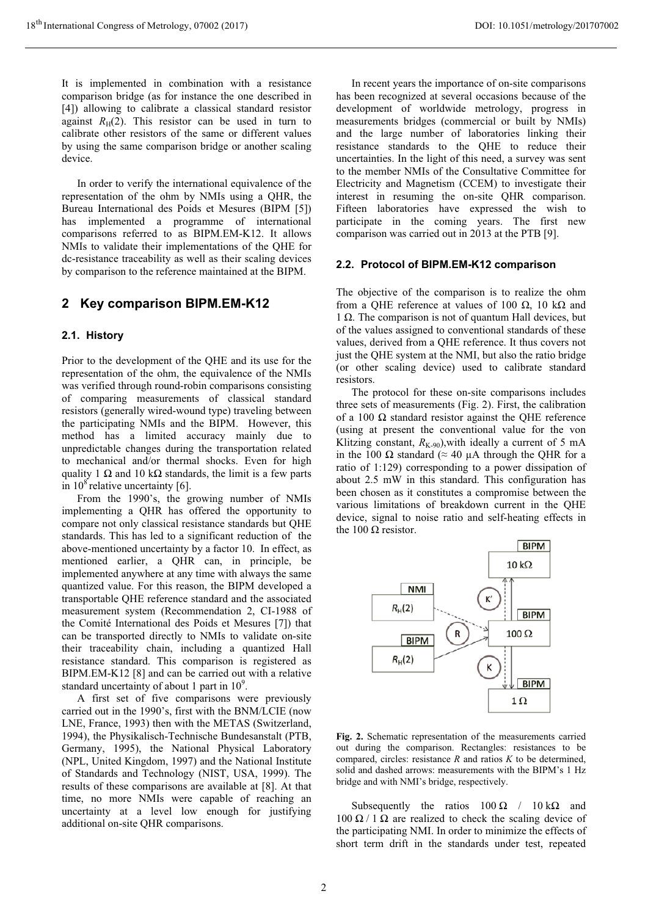It is implemented in combination with a resistance comparison bridge (as for instance the one described in [4]) allowing to calibrate a classical standard resistor against $R_H(2)$. This resistor can be used in turn to calibrate other resistors of the same or different values by using the same comparison bridge or another scaling device.

In order to verify the international equivalence of the representation of the ohm by NMIs using a QHR, the Bureau International des Poids et Mesures (BIPM [5]) has implemented a programme of international comparisons referred to as BIPM.EM-K12. It allows NMIs to validate their implementations of the QHE for dc-resistance traceability as well as their scaling devices by comparison to the reference maintained at the BIPM.

## 2 Key comparison BIPM.EM-K12

### 2.1. History

Prior to the development of the QHE and its use for the representation of the ohm, the equivalence of the NMIs was verified through round-robin comparisons consisting of comparing measurements of classical standard resistors (generally wired-wound type) traveling between the participating NMIs and the BIPM. However, this method has a limited accuracy mainly due to unpredictable changes during the transportation related to mechanical and/or thermal shocks. Even for high quality 1 Ω and 10 kΩ standards, the limit is a few parts in $10^8$ relative uncertainty [6].

From the 1990's, the growing number of NMIs implementing a QHR has offered the opportunity to compare not only classical resistance standards but QHE standards. This has led to a significant reduction of the above-mentioned uncertainty by a factor 10. In effect, as mentioned earlier, a QHR can, in principle, be implemented anywhere at any time with always the same quantized value. For this reason, the BIPM developed a transportable QHE reference standard and the associated measurement system (Recommendation 2, CI-1988 of the Comité International des Poids et Mesures [7]) that can be transported directly to NMIs to validate on-site their traceability chain, including a quantized Hall resistance standard. This comparison is registered as BIPM.EM-K12 [8] and can be carried out with a relative standard uncertainty of about 1 part in $10^9$.

A first set of five comparisons were previously carried out in the 1990's, first with the BNM/LCIE (now LNE, France, 1993) then with the METAS (Switzerland, 1994), the Physikalisch-Technische Bundesanstalt (PTB, Germany, 1995), the National Physical Laboratory (NPL, United Kingdom, 1997) and the National Institute of Standards and Technology (NIST, USA, 1999). The results of these comparisons are available at [8]. At that time, no more NMIs were capable of reaching an uncertainty at a level low enough for justifying additional on-site QHR comparisons.

In recent years the importance of on-site comparisons has been recognized at several occasions because of the development of worldwide metrology, progress in measurements bridges (commercial or built by NMIs) and the large number of laboratories linking their resistance standards to the QHE to reduce their uncertainties. In the light of this need, a survey was sent to the member NMIs of the Consultative Committee for Electricity and Magnetism (CCEM) to investigate their interest in resuming the on-site QHR comparison. Fifteen laboratories have expressed the wish to participate in the coming years. The first new comparison was carried out in 2013 at the PTB [9].

### 2.2. Protocol of BIPM.EM-K12 comparison

The objective of the comparison is to realize the ohm from a QHE reference at values of 100 Ω, 10 kΩ and 1 Ω. The comparison is not of quantum Hall devices, but of the values assigned to conventional standards of these values, derived from a QHE reference. It thus covers not just the QHE system at the NMI, but also the ratio bridge (or other scaling device) used to calibrate standard resistors.

The protocol for these on-site comparisons includes three sets of measurements (Fig. 2). First, the calibration of a 100 Ω standard resistor against the QHE reference (using at present the conventional value for the von Klitzing constant, $R_{K-90}$),with ideally a current of 5 mA in the 100 Ω standard (≈ 40 µA through the QHR for a ratio of 1:129) corresponding to a power dissipation of about 2.5 mW in this standard. This configuration has been chosen as it constitutes a compromise between the various limitations of breakdown current in the QHE device, signal to noise ratio and self-heating effects in the 100 Ω resistor.

**Fig. 2.** Schematic representation of the measurements carried out during the comparison. Rectangles: resistances to be compared, circles: resistance $R$ and ratios $K$ to be determined, solid and dashed arrows: measurements with the BIPM's 1 Hz bridge and with NMI's bridge, respectively.

Subsequently the ratios 100 Ω / 10 kΩ and 100 Ω / 1 Ω are realized to check the scaling device of the participating NMI. In order to minimize the effects of short term drift in the standards under test, repeated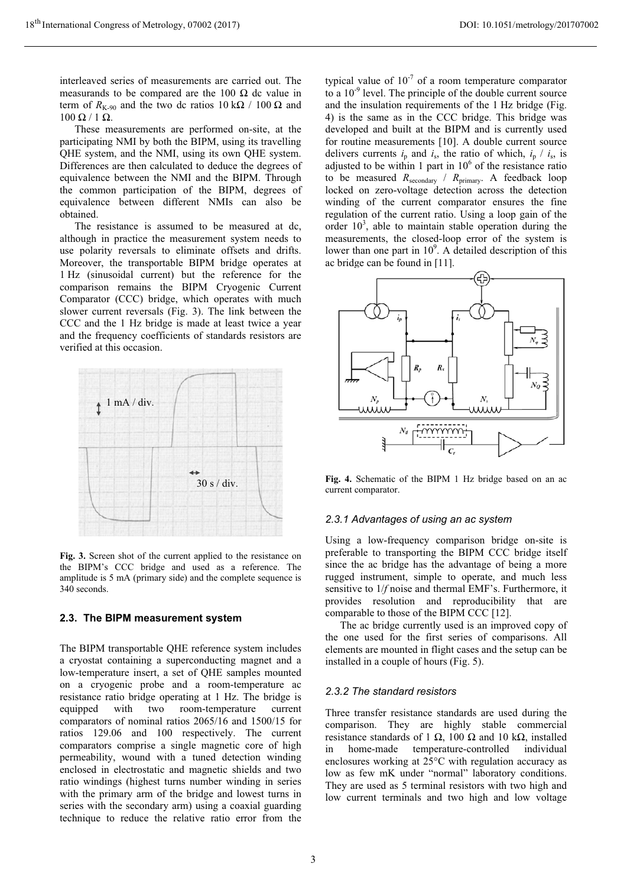interleaved series of measurements are carried out. The measurands to be compared are the 100 Ω dc value in term of $R_{K-90}$ and the two dc ratios 10 kΩ / 100 Ω and 100 Ω / 1 Ω.

These measurements are performed on-site, at the participating NMI by both the BIPM, using its travelling QHE system, and the NMI, using its own QHE system. Differences are then calculated to deduce the degrees of equivalence between the NMI and the BIPM. Through the common participation of the BIPM, degrees of equivalence between different NMIs can also be obtained.

The resistance is assumed to be measured at dc, although in practice the measurement system needs to use polarity reversals to eliminate offsets and drifts. Moreover, the transportable BIPM bridge operates at 1 Hz (sinusoidal current) but the reference for the comparison remains the BIPM Cryogenic Current Comparator (CCC) bridge, which operates with much slower current reversals (Fig. 3). The link between the CCC and the 1 Hz bridge is made at least twice a year and the frequency coefficients of standards resistors are verified at this occasion.

**Fig. 3.** Screen shot of the current applied to the resistance on the BIPM's CCC bridge and used as a reference. The amplitude is 5 mA (primary side) and the complete sequence is 340 seconds.

## 2.3. The BIPM measurement system

The BIPM transportable QHE reference system includes a cryostat containing a superconducting magnet and a low-temperature insert, a set of QHE samples mounted on a cryogenic probe and a room-temperature ac resistance ratio bridge operating at 1 Hz. The bridge is equipped with two room-temperature current comparators of nominal ratios 2065/16 and 1500/15 for ratios 129.06 and 100 respectively. The current comparators comprise a single magnetic core of high permeability, wound with a tuned detection winding enclosed in electrostatic and magnetic shields and two ratio windings (highest turns number winding in series with the primary arm of the bridge and lowest turns in series with the secondary arm) using a coaxial guarding technique to reduce the relative ratio error from the typical value of $10^{-7}$ of a room temperature comparator to a $10^{-9}$ level. The principle of the double current source and the insulation requirements of the 1 Hz bridge (Fig. 4) is the same as in the CCC bridge. This bridge was developed and built at the BIPM and is currently used for routine measurements [10]. A double current source delivers currents $i_p$ and $i_s$, the ratio of which, $i_p$ / $i_s$, is adjusted to be within 1 part in $10^6$ of the resistance ratio to be measured $R_{secondary}$ / $R_{primary}$. A feedback loop locked on zero-voltage detection across the detection winding of the current comparator ensures the fine regulation of the current ratio. Using a loop gain of the order $10^3$, able to maintain stable operation during the measurements, the closed-loop error of the system is lower than one part in $10^9$. A detailed description of this ac bridge can be found in [11].

**Fig. 4.** Schematic of the BIPM 1 Hz bridge based on an ac current comparator.

### 2.3.1 Advantages of using an ac system

Using a low-frequency comparison bridge on-site is preferable to transporting the BIPM CCC bridge itself since the ac bridge has the advantage of being a more rugged instrument, simple to operate, and much less sensitive to 1/*f* noise and thermal EMF's. Furthermore, it provides resolution and reproducibility that are comparable to those of the BIPM CCC [12].

The ac bridge currently used is an improved copy of the one used for the first series of comparisons. All elements are mounted in flight cases and the setup can be installed in a couple of hours (Fig. 5).

### 2.3.2 The standard resistors

Three transfer resistance standards are used during the comparison. They are highly stable commercial resistance standards of 1 Ω, 100 Ω and 10 kΩ, installed in home-made temperature-controlled individual enclosures working at 25°C with regulation accuracy as low as few mK under "normal" laboratory conditions. They are used as 5 terminal resistors with two high and low current terminals and two high and low voltage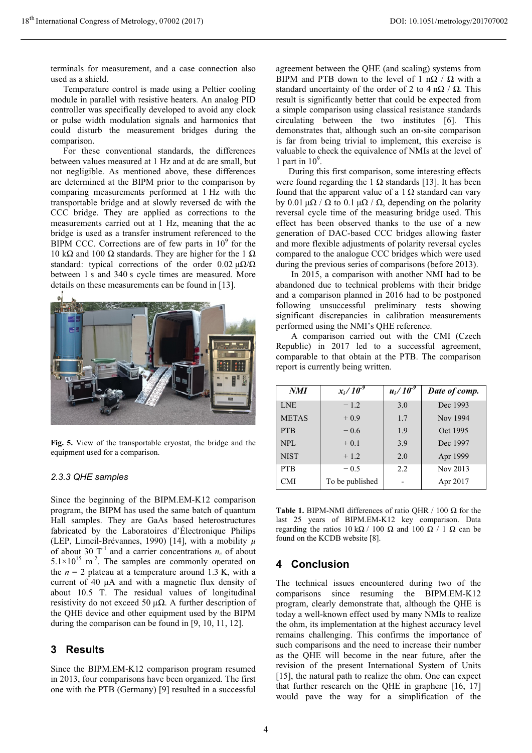terminals for measurement, and a case connection also used as a shield.

Temperature control is made using a Peltier cooling module in parallel with resistive heaters. An analog PID controller was specifically developed to avoid any clock or pulse width modulation signals and harmonics that could disturb the measurement bridges during the comparison.

For these conventional standards, the differences between values measured at 1 Hz and at dc are small, but not negligible. As mentioned above, these differences are determined at the BIPM prior to the comparison by comparing measurements performed at 1 Hz with the transportable bridge and at slowly reversed dc with the CCC bridge. They are applied as corrections to the measurements carried out at 1 Hz, meaning that the ac bridge is used as a transfer instrument referenced to the BIPM CCC. Corrections are of few parts in $10^9$ for the 10 kΩ and 100 Ω standards. They are higher for the 1 Ω standard: typical corrections of the order 0.02 μΩ/Ω between 1 s and 340 s cycle times are measured. More details on these measurements can be found in [13].

**Fig. 5.** View of the transportable cryostat, the bridge and the equipment used for a comparison.

### 2.3.3 QHE samples

Since the beginning of the BIPM.EM-K12 comparison program, the BIPM has used the same batch of quantum Hall samples. They are GaAs based heterostructures fabricated by the Laboratoires d'Électronique Philips (LEP, Limeil-Brévannes, 1990) [14], with a mobility $\mu$ of about 30 $T^{-1}$ and a carrier concentrations $n_c$ of about $5.1\times10^{15}$ $m^{-2}$. The samples are commonly operated on the $n = 2$ plateau at a temperature around 1.3 K, with a current of 40 μA and with a magnetic flux density of about 10.5 T. The residual values of longitudinal resistivity do not exceed 50 μΩ. A further description of the QHE device and other equipment used by the BIPM during the comparison can be found in [9, 10, 11, 12].

## 3 Results

Since the BIPM.EM-K12 comparison program resumed in 2013, four comparisons have been organized. The first one with the PTB (Germany) [9] resulted in a successful agreement between the QHE (and scaling) systems from BIPM and PTB down to the level of 1 nΩ / Ω with a standard uncertainty of the order of 2 to 4 nΩ / Ω. This result is significantly better that could be expected from a simple comparison using classical resistance standards circulating between the two institutes [6]. This demonstrates that, although such an on-site comparison is far from being trivial to implement, this exercise is valuable to check the equivalence of NMIs at the level of 1 part in $10^9$.

During this first comparison, some interesting effects were found regarding the 1 Ω standards [13]. It has been found that the apparent value of a 1 Ω standard can vary by 0.01 μΩ / Ω to 0.1 μΩ / Ω, depending on the polarity reversal cycle time of the measuring bridge used. This effect has been observed thanks to the use of a new generation of DAC-based CCC bridges allowing faster and more flexible adjustments of polarity reversal cycles compared to the analogue CCC bridges which were used during the previous series of comparisons (before 2013).

In 2015, a comparison with another NMI had to be abandoned due to technical problems with their bridge and a comparison planned in 2016 had to be postponed following unsuccessful preliminary tests showing significant discrepancies in calibration measurements performed using the NMI's QHE reference.

A comparison carried out with the CMI (Czech Republic) in 2017 led to a successful agreement, comparable to that obtain at the PTB. The comparison report is currently being written.

| *NMI* | $x_i / 10^{-9}$ | $u_i / 10^{-9}$ | *Date of comp.* |
|---|---|---|---|
| LNE | − 1.2 | 3.0 | Dec 1993 |
| METAS | + 0.9 | 1.7 | Nov 1994 |
| PTB | − 0.6 | 1.9 | Oct 1995 |
| NPL | + 0.1 | 3.9 | Dec 1997 |
| NIST | + 1.2 | 2.0 | Apr 1999 |
| PTB | − 0.5 | 2.2 | Nov 2013 |
| CMI | To be published | - | Apr 2017 |

**Table 1.** BIPM-NMI differences of ratio QHR / 100 Ω for the last 25 years of BIPM.EM-K12 key comparison. Data regarding the ratios 10 kΩ / 100 Ω and 100 Ω / 1 Ω can be found on the KCDB website [8].

## 4 Conclusion

The technical issues encountered during two of the comparisons since resuming the BIPM.EM-K12 program, clearly demonstrate that, although the QHE is today a well-known effect used by many NMIs to realize the ohm, its implementation at the highest accuracy level remains challenging. This confirms the importance of such comparisons and the need to increase their number as the QHE will become in the near future, after the revision of the present International System of Units [15], the natural path to realize the ohm. One can expect that further research on the QHE in graphene [16, 17] would pave the way for a simplification of the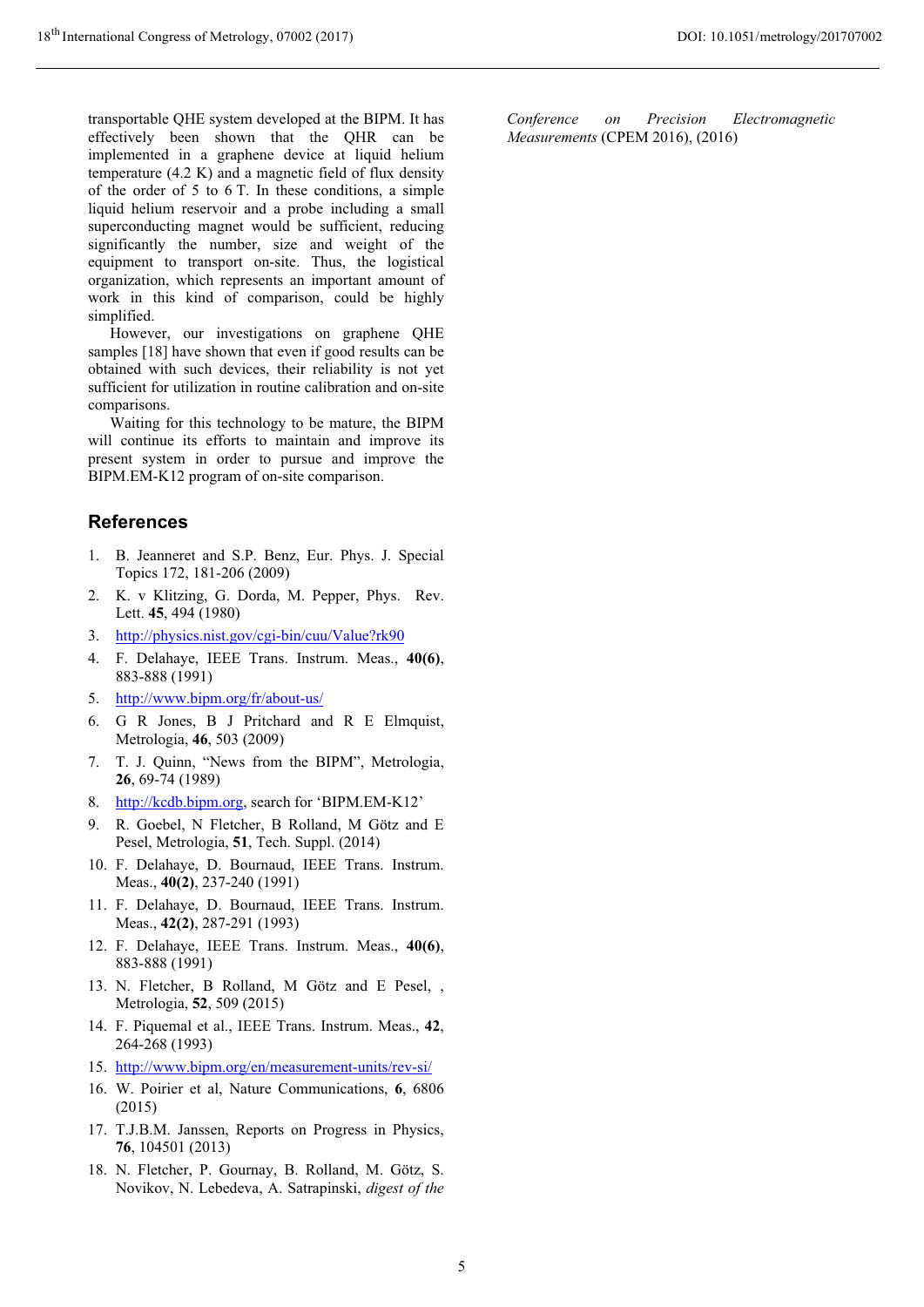transportable QHE system developed at the BIPM. It has effectively been shown that the QHR can be implemented in a graphene device at liquid helium temperature (4.2 K) and a magnetic field of flux density of the order of 5 to 6 T. In these conditions, a simple liquid helium reservoir and a probe including a small superconducting magnet would be sufficient, reducing significantly the number, size and weight of the equipment to transport on-site. Thus, the logistical organization, which represents an important amount of work in this kind of comparison, could be highly simplified.

However, our investigations on graphene QHE samples [18] have shown that even if good results can be obtained with such devices, their reliability is not yet sufficient for utilization in routine calibration and on-site comparisons.

Waiting for this technology to be mature, the BIPM will continue its efforts to maintain and improve its present system in order to pursue and improve the BIPM.EM-K12 program of on-site comparison.

## References

1. B. Jeanneret and S.P. Benz, Eur. Phys. J. Special Topics 172, 181-206 (2009)
2. K. v Klitzing, G. Dorda, M. Pepper, Phys. Rev. Lett. **45**, 494 (1980)
3. http://physics.nist.gov/cgi-bin/cuu/Value?rk90
4. F. Delahaye, IEEE Trans. Instrum. Meas., **40(6)**, 883-888 (1991)
5. http://www.bipm.org/fr/about-us/
6. G R Jones, B J Pritchard and R E Elmquist, Metrologia, **46**, 503 (2009)
7. T. J. Quinn, "News from the BIPM", Metrologia, **26**, 69-74 (1989)
8. http://kcdb.bipm.org, search for 'BIPM.EM-K12'
9. R. Goebel, N Fletcher, B Rolland, M Götz and E Pesel, Metrologia, **51**, Tech. Suppl. (2014)
10. F. Delahaye, D. Bournaud, IEEE Trans. Instrum. Meas., **40(2)**, 237-240 (1991)
11. F. Delahaye, D. Bournaud, IEEE Trans. Instrum. Meas., **42(2)**, 287-291 (1993)
12. F. Delahaye, IEEE Trans. Instrum. Meas., **40(6)**, 883-888 (1991)
13. N. Fletcher, B Rolland, M Götz and E Pesel, , Metrologia, **52**, 509 (2015)
14. F. Piquemal et al., IEEE Trans. Instrum. Meas., **42**, 264-268 (1993)
15. http://www.bipm.org/en/measurement-units/rev-si/
16. W. Poirier et al, Nature Communications, **6**, 6806 (2015)
17. T.J.B.M. Janssen, Reports on Progress in Physics, **76**, 104501 (2013)
18. N. Fletcher, P. Gournay, B. Rolland, M. Götz, S. Novikov, N. Lebedeva, A. Satrapinski, *digest of the Conference on Precision Electromagnetic Measurements* (CPEM 2016), (2016)